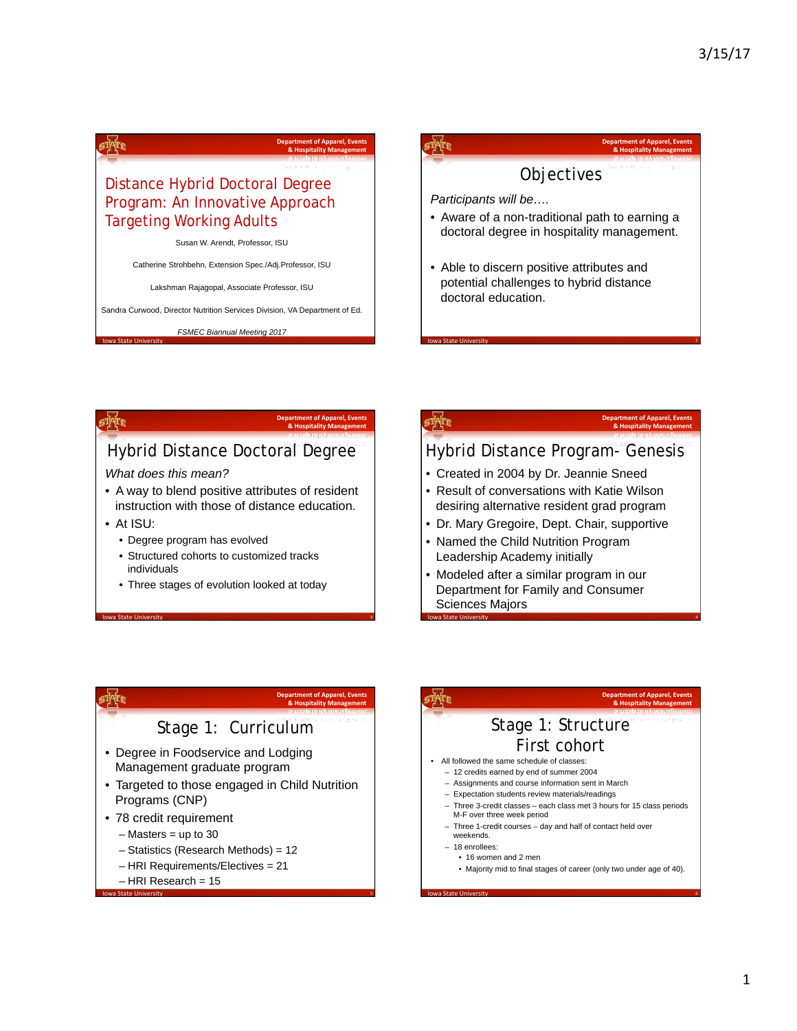# Distance Hybrid Doctoral Degree Program: An Innovative Approach Targeting Working Adults

Susan W. Arendt, Professor, ISU

Catherine Strohbehn, Extension Spec./Adj.Professor, ISU

Lakshman Rajagopal, Associate Professor, ISU

Sandra Curwood, Director Nutrition Services Division, VA Department of Ed.

*FSMEC Biannual Meeting 2017*

## Objectives

*Participants will be….*

- Aware of a non-traditional path to earning a doctoral degree in hospitality management.
- Able to discern positive attributes and potential challenges to hybrid distance doctoral education.

## Hybrid Distance Doctoral Degree

*What does this mean?*

- A way to blend positive attributes of resident instruction with those of distance education.
- At ISU:
  - Degree program has evolved
  - Structured cohorts to customized tracks individuals
  - Three stages of evolution looked at today

## Hybrid Distance Program- Genesis

- Created in 2004 by Dr. Jeannie Sneed
- Result of conversations with Katie Wilson desiring alternative resident grad program
- Dr. Mary Gregoire, Dept. Chair, supportive
- Named the Child Nutrition Program Leadership Academy initially
- Modeled after a similar program in our Department for Family and Consumer Sciences Majors

## Stage 1: Curriculum

- Degree in Foodservice and Lodging Management graduate program
- Targeted to those engaged in Child Nutrition Programs (CNP)
- 78 credit requirement
  - Masters = up to 30
  - Statistics (Research Methods) = 12
  - HRI Requirements/Electives = 21
  - HRI Research = 15

## Stage 1: Structure First cohort

- All followed the same schedule of classes:
  - 12 credits earned by end of summer 2004
  - Assignments and course information sent in March
  - Expectation students review materials/readings
  - Three 3-credit classes – each class met 3 hours for 15 class periods M-F over three week period
  - Three 1-credit courses – day and half of contact held over weekends.
  - 18 enrollees:
    - 16 women and 2 men
    - Majority mid to final stages of career (only two under age of 40).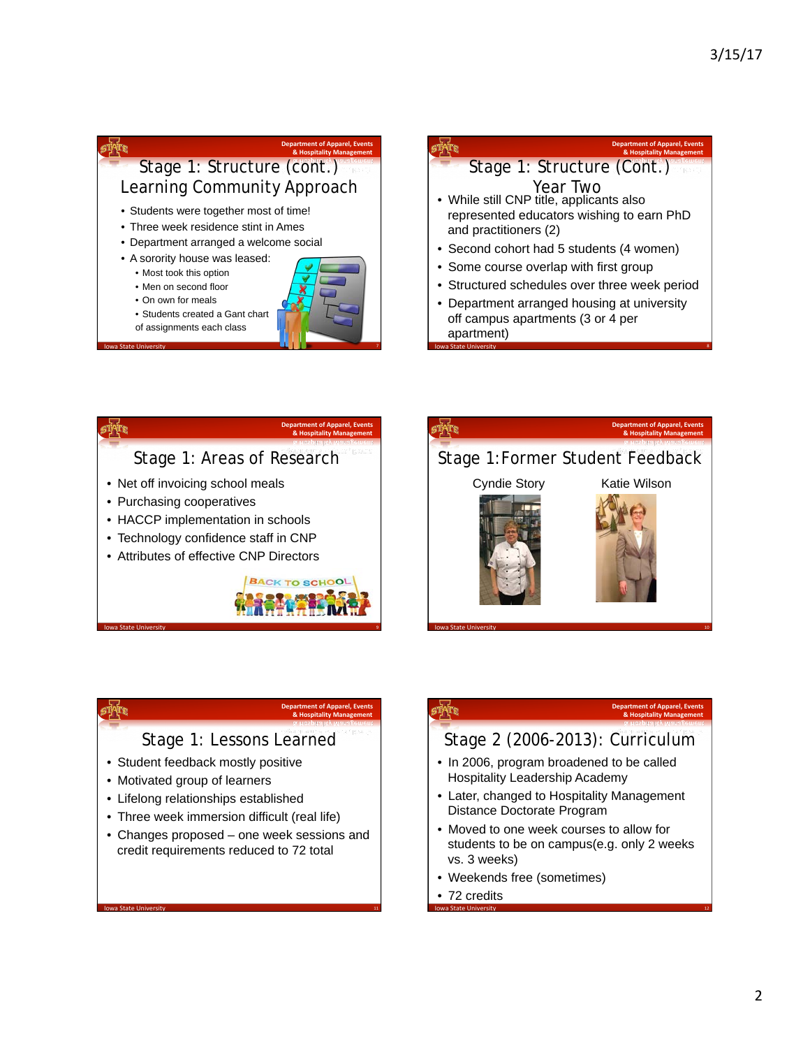## Stage 1: Structure (cont.) Learning Community Approach

- Students were together most of time!
- Three week residence stint in Ames
- Department arranged a welcome social
- A sorority house was leased:
  - Most took this option
  - Men on second floor
  - On own for meals
  - Students created a Gant chart of assignments each class

## Stage 1: Structure (Cont.) Year Two

- While still CNP title, applicants also represented educators wishing to earn PhD and practitioners (2)
- Second cohort had 5 students (4 women)
- Some course overlap with first group
- Structured schedules over three week period
- Department arranged housing at university off campus apartments (3 or 4 per apartment)

## Stage 1: Areas of Research

- Net off invoicing school meals
- Purchasing cooperatives
- HACCP implementation in schools
- Technology confidence staff in CNP
- Attributes of effective CNP Directors

## Stage 1:Former Student Feedback

Cyndie Story

Katie Wilson

## Stage 1: Lessons Learned

- Student feedback mostly positive
- Motivated group of learners
- Lifelong relationships established
- Three week immersion difficult (real life)
- Changes proposed – one week sessions and credit requirements reduced to 72 total

## Stage 2 (2006-2013): Curriculum

- In 2006, program broadened to be called Hospitality Leadership Academy
- Later, changed to Hospitality Management Distance Doctorate Program
- Moved to one week courses to allow for students to be on campus(e.g. only 2 weeks vs. 3 weeks)
- Weekends free (sometimes)
- 72 credits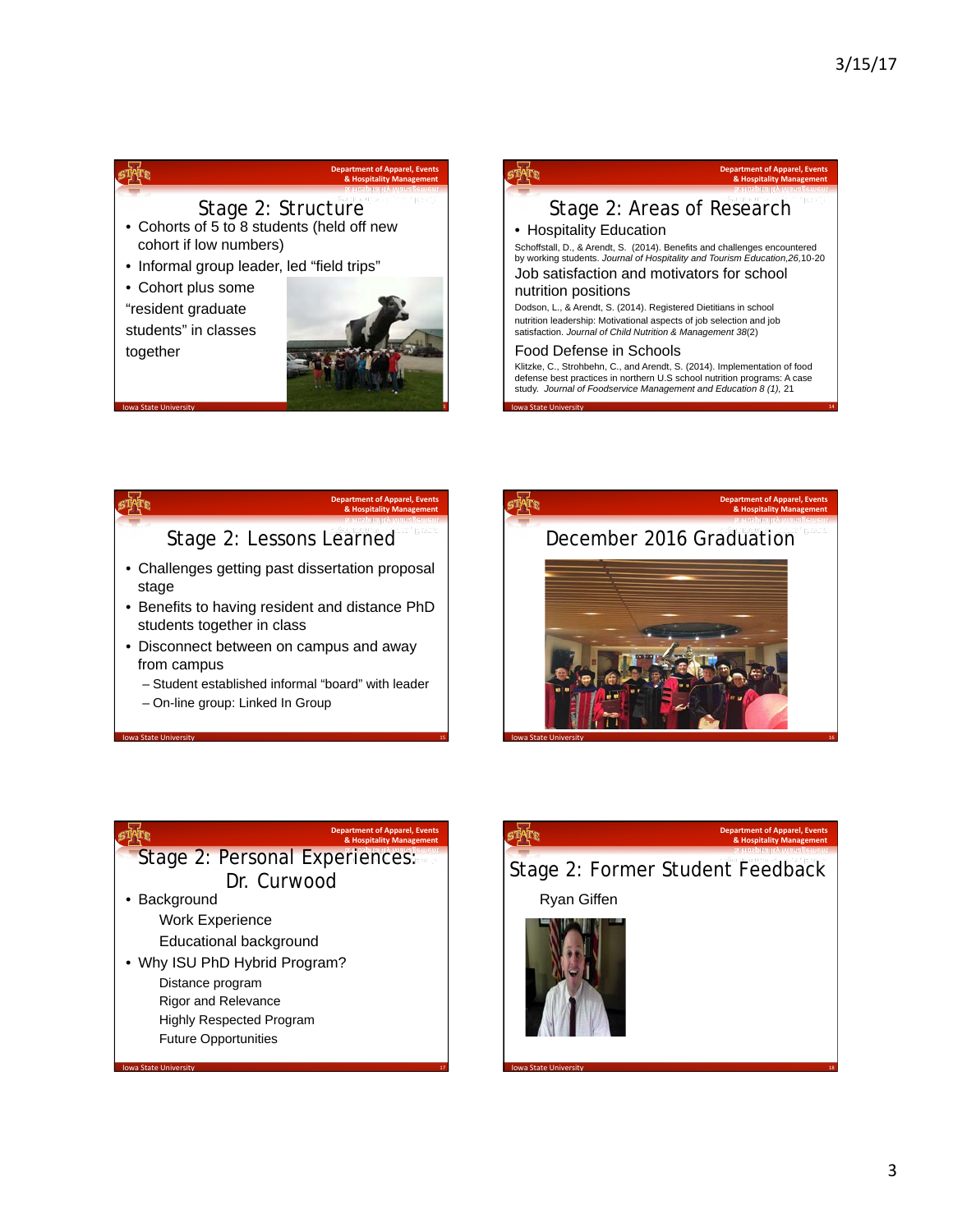## Stage 2: Structure

- Cohorts of 5 to 8 students (held off new cohort if low numbers)
- Informal group leader, led "field trips"
- Cohort plus some "resident graduate students" in classes together

## Stage 2: Areas of Research

- Hospitality Education

Schoffstall, D., & Arendt, S. (2014). Benefits and challenges encountered by working students. *Journal of Hospitality and Tourism Education,26,*10-20

Job satisfaction and motivators for school nutrition positions

Dodson, L., & Arendt, S. (2014). Registered Dietitians in school nutrition leadership: Motivational aspects of job selection and job satisfaction. *Journal of Child Nutrition & Management 38*(2)

Food Defense in Schools

Klitzke, C., Strohbehn, C., and Arendt, S. (2014). Implementation of food defense best practices in northern U.S school nutrition programs: A case study. *Journal of Foodservice Management and Education 8 (1),* 21

## Stage 2: Lessons Learned

- Challenges getting past dissertation proposal stage
- Benefits to having resident and distance PhD students together in class
- Disconnect between on campus and away from campus
  - Student established informal "board" with leader
  - On-line group: Linked In Group

## December 2016 Graduation

## Stage 2: Personal Experiences: Dr. Curwood

- Background
  - Work Experience
  - Educational background
- Why ISU PhD Hybrid Program?
  - Distance program
  - Rigor and Relevance
  - Highly Respected Program
  - Future Opportunities

## Stage 2: Former Student Feedback

Ryan Giffen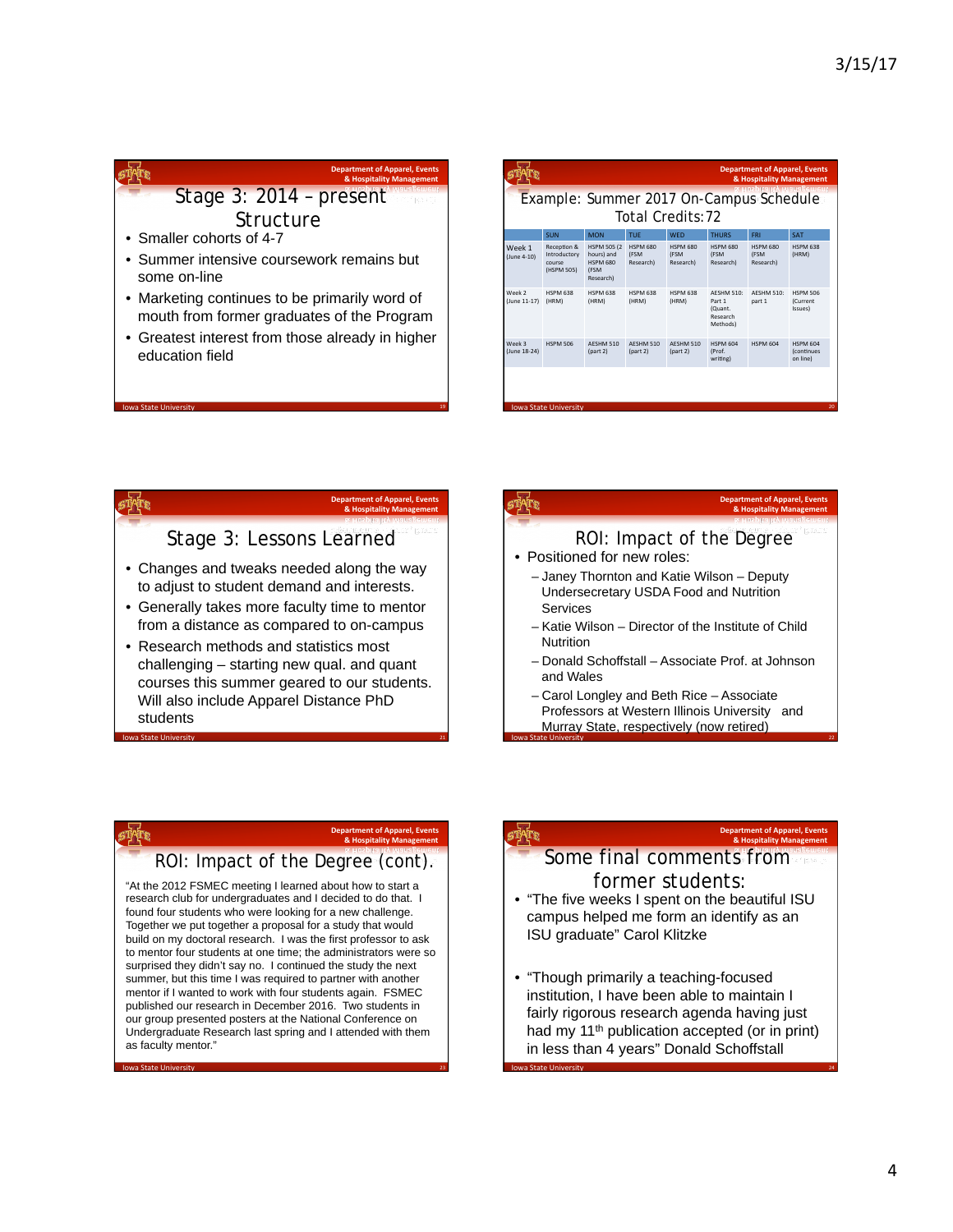## Stage 3: 2014 – present Structure

- Smaller cohorts of 4-7
- Summer intensive coursework remains but some on-line
- Marketing continues to be primarily word of mouth from former graduates of the Program
- Greatest interest from those already in higher education field

## Example: Summer 2017 On-Campus Schedule Total Credits: 72

| | SUN | MON | TUE | WED | THURS | FRI | SAT |
|---|---|---|---|---|---|---|---|
| Week 1 (June 4-10) | Reception & Introductory course (HSPM 505) | HSPM 505 (2 hours) and HSPM 680 (FSM Research) | HSPM 680 (FSM Research) | HSPM 680 (FSM Research) | HSPM 680 (FSM Research) | HSPM 680 (FSM Research) | HSPM 638 (HRM) |
| Week 2 (June 11-17) | HSPM 638 (HRM) | HSPM 638 (HRM) | HSPM 638 (HRM) | HSPM 638 (HRM) | AESHM 510: Part 1 (Quant. Research Methods) | AESHM 510: part 1 | HSPM 506 (Current Issues) |
| Week 3 (June 18-24) | HSPM 506 | AESHM 510 (part 2) | AESHM 510 (part 2) | AESHM 510 (part 2) | HSPM 604 (Prof. writing) | HSPM 604 | HSPM 604 (continues on line) |

## Stage 3: Lessons Learned

- Changes and tweaks needed along the way to adjust to student demand and interests.
- Generally takes more faculty time to mentor from a distance as compared to on-campus
- Research methods and statistics most challenging – starting new qual. and quant courses this summer geared to our students. Will also include Apparel Distance PhD students

## ROI: Impact of the Degree

- Positioned for new roles:
  - Janey Thornton and Katie Wilson – Deputy Undersecretary USDA Food and Nutrition Services
  - Katie Wilson – Director of the Institute of Child Nutrition
  - Donald Schoffstall – Associate Prof. at Johnson and Wales
  - Carol Longley and Beth Rice – Associate Professors at Western Illinois University and Murray State, respectively (now retired)

## ROI: Impact of the Degree (cont).

"At the 2012 FSMEC meeting I learned about how to start a research club for undergraduates and I decided to do that. I found four students who were looking for a new challenge. Together we put together a proposal for a study that would build on my doctoral research. I was the first professor to ask to mentor four students at one time; the administrators were so surprised they didn't say no. I continued the study the next summer, but this time I was required to partner with another mentor if I wanted to work with four students again. FSMEC published our research in December 2016. Two students in our group presented posters at the National Conference on Undergraduate Research last spring and I attended with them as faculty mentor."

## Some final comments from former students:

- "The five weeks I spent on the beautiful ISU campus helped me form an identify as an ISU graduate" Carol Klitzke
- "Though primarily a teaching-focused institution, I have been able to maintain I fairly rigorous research agenda having just had my 11th publication accepted (or in print) in less than 4 years" Donald Schoffstall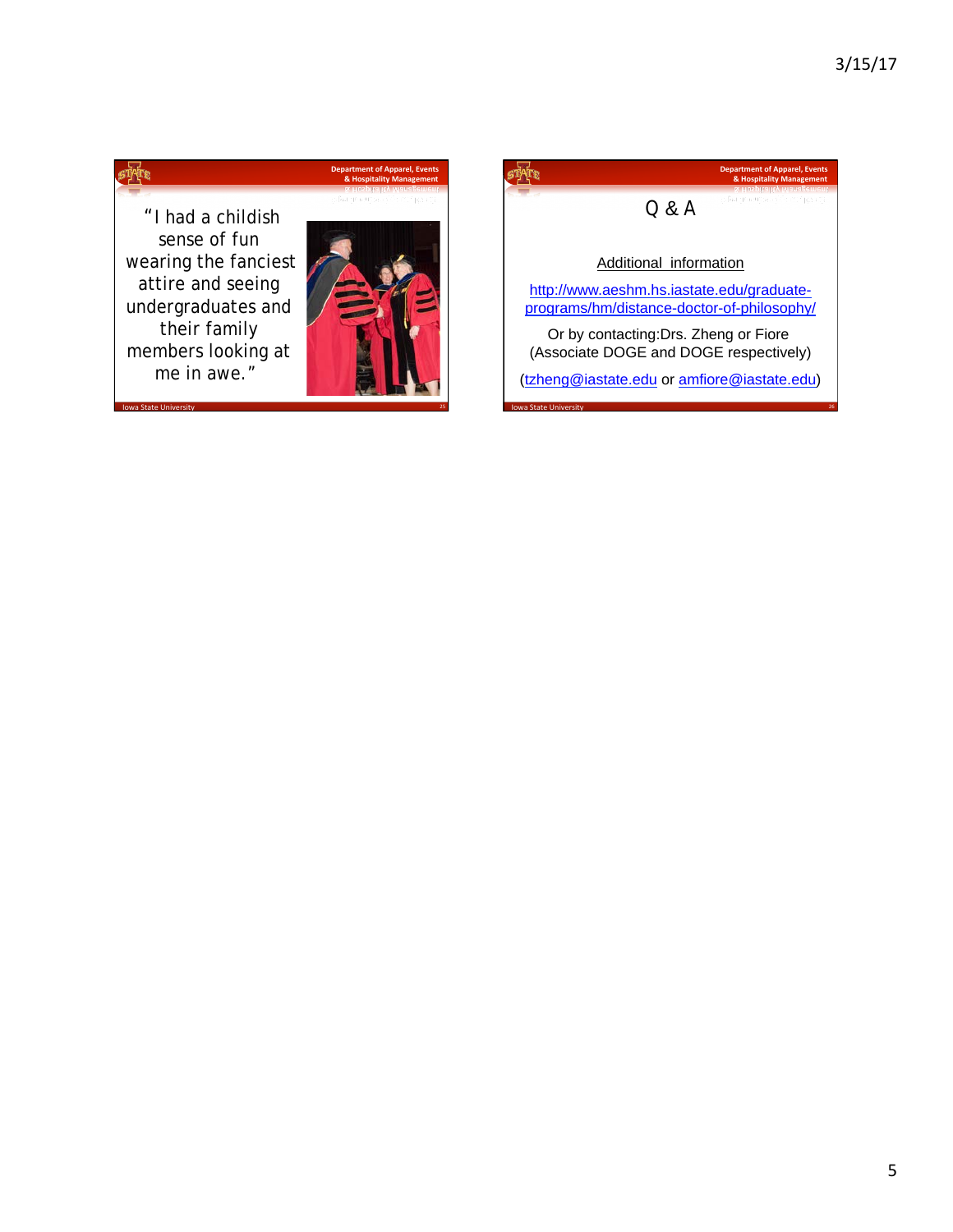"I had a childish sense of fun wearing the fanciest attire and seeing undergraduates and their family members looking at me in awe."

## Q & A

Additional information

http://www.aeshm.hs.iastate.edu/graduate-programs/hm/distance-doctor-of-philosophy/

Or by contacting:Drs. Zheng or Fiore (Associate DOGE and DOGE respectively)

(tzheng@iastate.edu or amfiore@iastate.edu)